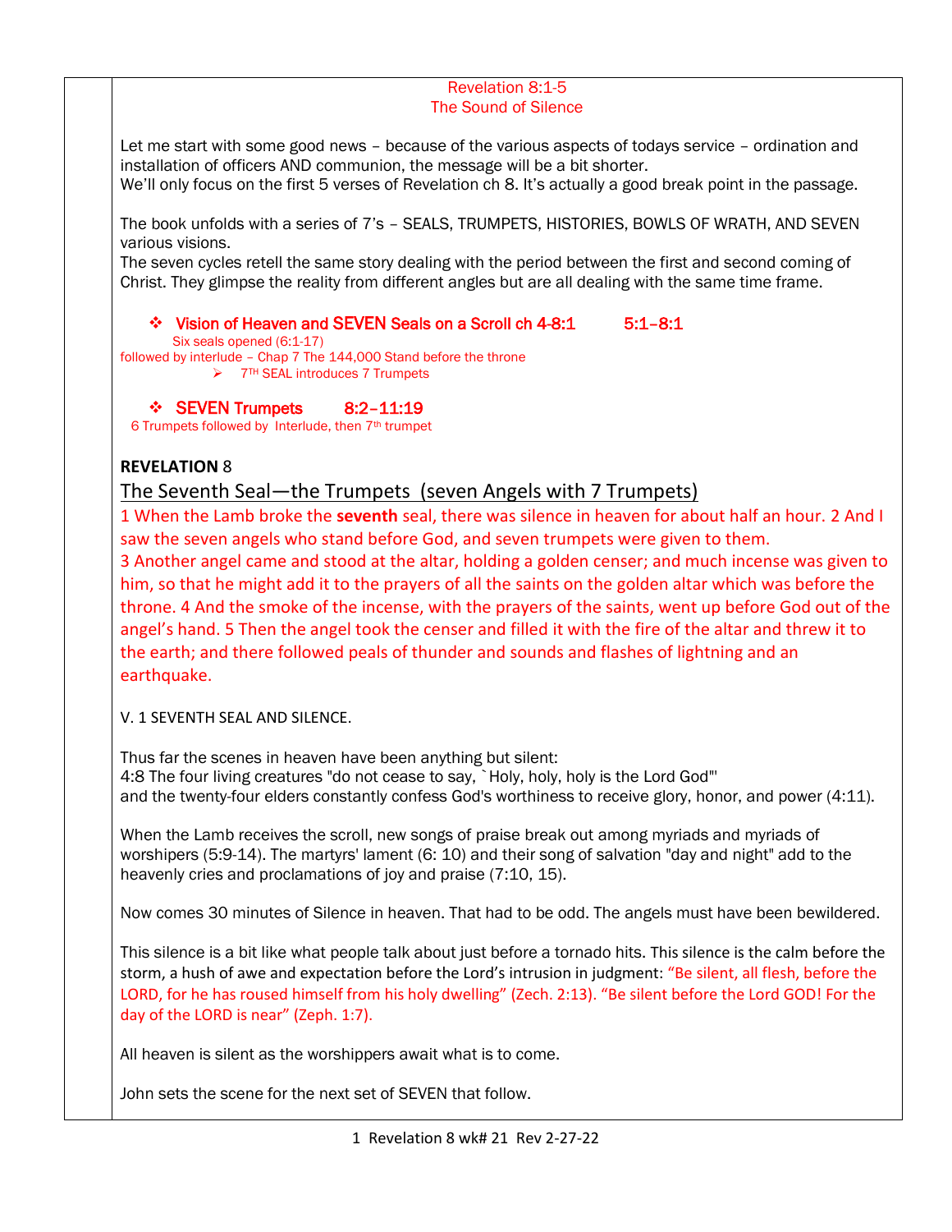Revelation 8:1-5
The Sound of Silence

Let me start with some good news – because of the various aspects of todays service – ordination and installation of officers AND communion, the message will be a bit shorter.
We'll only focus on the first 5 verses of Revelation ch 8. It's actually a good break point in the passage.

The book unfolds with a series of 7's – SEALS, TRUMPETS, HISTORIES, BOWLS OF WRATH, AND SEVEN various visions.
The seven cycles retell the same story dealing with the period between the first and second coming of Christ. They glimpse the reality from different angles but are all dealing with the same time frame.

- Vision of Heaven and SEVEN Seals on a Scroll ch 4-8:1 5:1–8:1
  Six seals opened (6:1-17)
  followed by interlude – Chap 7 The 144,000 Stand before the throne
  - 7TH SEAL introduces 7 Trumpets

- SEVEN Trumpets 8:2–11:19
  6 Trumpets followed by Interlude, then 7th trumpet

**REVELATION** 8

## The Seventh Seal—the Trumpets (seven Angels with 7 Trumpets)

1 When the Lamb broke the **seventh** seal, there was silence in heaven for about half an hour. 2 And I saw the seven angels who stand before God, and seven trumpets were given to them.
3 Another angel came and stood at the altar, holding a golden censer; and much incense was given to him, so that he might add it to the prayers of all the saints on the golden altar which was before the throne. 4 And the smoke of the incense, with the prayers of the saints, went up before God out of the angel's hand. 5 Then the angel took the censer and filled it with the fire of the altar and threw it to the earth; and there followed peals of thunder and sounds and flashes of lightning and an earthquake.

V. 1 SEVENTH SEAL AND SILENCE.

Thus far the scenes in heaven have been anything but silent:
4:8 The four living creatures "do not cease to say, `Holy, holy, holy is the Lord God'"
and the twenty-four elders constantly confess God's worthiness to receive glory, honor, and power (4:11).

When the Lamb receives the scroll, new songs of praise break out among myriads and myriads of worshipers (5:9-14). The martyrs' lament (6: 10) and their song of salvation "day and night" add to the heavenly cries and proclamations of joy and praise (7:10, 15).

Now comes 30 minutes of Silence in heaven. That had to be odd. The angels must have been bewildered.

This silence is a bit like what people talk about just before a tornado hits. This silence is the calm before the storm, a hush of awe and expectation before the Lord's intrusion in judgment: "Be silent, all flesh, before the LORD, for he has roused himself from his holy dwelling" (Zech. 2:13). "Be silent before the Lord GOD! For the day of the LORD is near" (Zeph. 1:7).

All heaven is silent as the worshippers await what is to come.

John sets the scene for the next set of SEVEN that follow.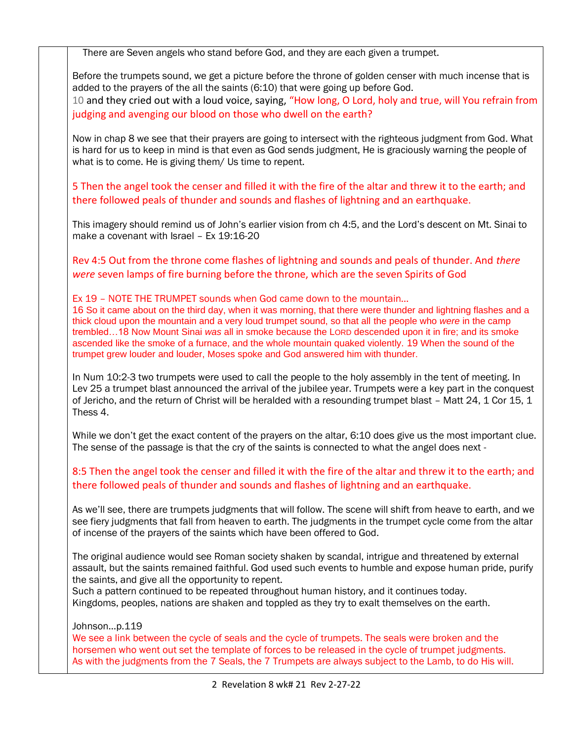There are Seven angels who stand before God, and they are each given a trumpet.

Before the trumpets sound, we get a picture before the throne of golden censer with much incense that is added to the prayers of the all the saints (6:10) that were going up before God.
10 and they cried out with a loud voice, saying, "How long, O Lord, holy and true, will You refrain from judging and avenging our blood on those who dwell on the earth?

Now in chap 8 we see that their prayers are going to intersect with the righteous judgment from God. What is hard for us to keep in mind is that even as God sends judgment, He is graciously warning the people of what is to come. He is giving them/ Us time to repent.

5 Then the angel took the censer and filled it with the fire of the altar and threw it to the earth; and there followed peals of thunder and sounds and flashes of lightning and an earthquake.

This imagery should remind us of John's earlier vision from ch 4:5, and the Lord's descent on Mt. Sinai to make a covenant with Israel – Ex 19:16-20

Rev 4:5 Out from the throne come flashes of lightning and sounds and peals of thunder. And *there were* seven lamps of fire burning before the throne, which are the seven Spirits of God

Ex 19 – NOTE THE TRUMPET sounds when God came down to the mountain…
16 So it came about on the third day, when it was morning, that there were thunder and lightning flashes and a thick cloud upon the mountain and a very loud trumpet sound, so that all the people who *were* in the camp trembled…18 Now Mount Sinai *was* all in smoke because the LORD descended upon it in fire; and its smoke ascended like the smoke of a furnace, and the whole mountain quaked violently. 19 When the sound of the trumpet grew louder and louder, Moses spoke and God answered him with thunder.

In Num 10:2-3 two trumpets were used to call the people to the holy assembly in the tent of meeting. In Lev 25 a trumpet blast announced the arrival of the jubilee year. Trumpets were a key part in the conquest of Jericho, and the return of Christ will be heralded with a resounding trumpet blast – Matt 24, 1 Cor 15, 1 Thess 4.

While we don't get the exact content of the prayers on the altar, 6:10 does give us the most important clue. The sense of the passage is that the cry of the saints is connected to what the angel does next -

8:5 Then the angel took the censer and filled it with the fire of the altar and threw it to the earth; and there followed peals of thunder and sounds and flashes of lightning and an earthquake.

As we'll see, there are trumpets judgments that will follow. The scene will shift from heave to earth, and we see fiery judgments that fall from heaven to earth. The judgments in the trumpet cycle come from the altar of incense of the prayers of the saints which have been offered to God.

The original audience would see Roman society shaken by scandal, intrigue and threatened by external assault, but the saints remained faithful. God used such events to humble and expose human pride, purify the saints, and give all the opportunity to repent.
Such a pattern continued to be repeated throughout human history, and it continues today.
Kingdoms, peoples, nations are shaken and toppled as they try to exalt themselves on the earth.

Johnson…p.119
We see a link between the cycle of seals and the cycle of trumpets. The seals were broken and the horsemen who went out set the template of forces to be released in the cycle of trumpet judgments.
As with the judgments from the 7 Seals, the 7 Trumpets are always subject to the Lamb, to do His will.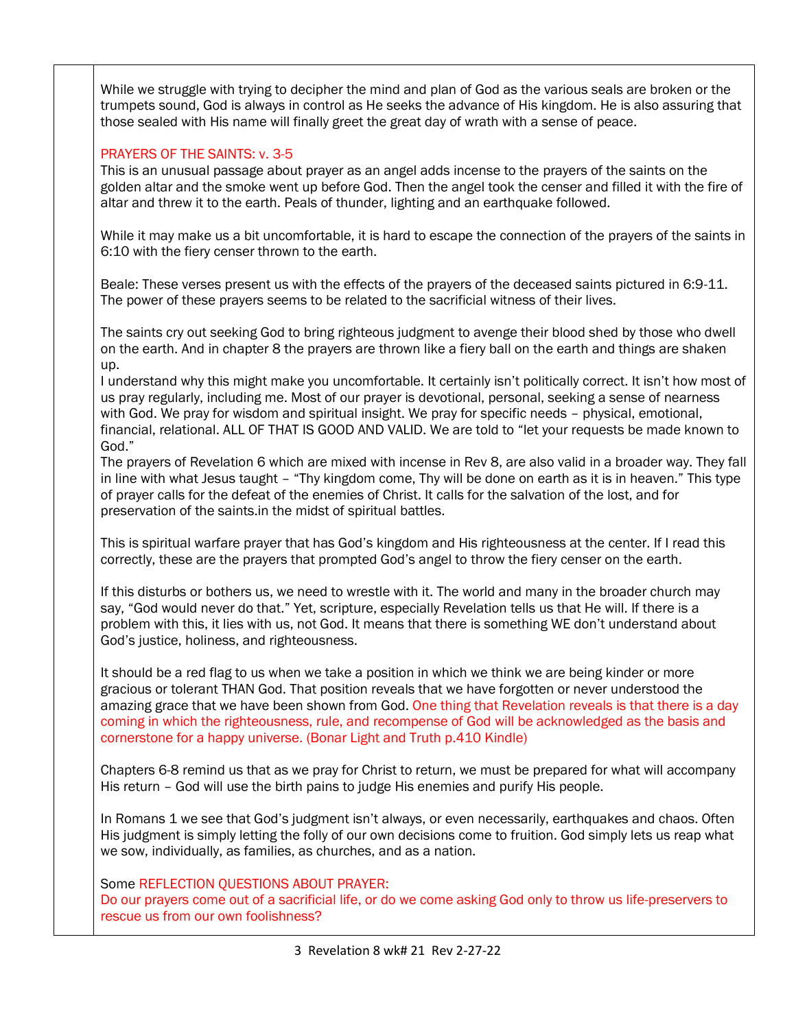While we struggle with trying to decipher the mind and plan of God as the various seals are broken or the trumpets sound, God is always in control as He seeks the advance of His kingdom. He is also assuring that those sealed with His name will finally greet the great day of wrath with a sense of peace.

PRAYERS OF THE SAINTS: v. 3-5

This is an unusual passage about prayer as an angel adds incense to the prayers of the saints on the golden altar and the smoke went up before God. Then the angel took the censer and filled it with the fire of altar and threw it to the earth. Peals of thunder, lighting and an earthquake followed.

While it may make us a bit uncomfortable, it is hard to escape the connection of the prayers of the saints in 6:10 with the fiery censer thrown to the earth.

Beale: These verses present us with the effects of the prayers of the deceased saints pictured in 6:9-11. The power of these prayers seems to be related to the sacrificial witness of their lives.

The saints cry out seeking God to bring righteous judgment to avenge their blood shed by those who dwell on the earth. And in chapter 8 the prayers are thrown like a fiery ball on the earth and things are shaken up.

I understand why this might make you uncomfortable. It certainly isn't politically correct. It isn't how most of us pray regularly, including me. Most of our prayer is devotional, personal, seeking a sense of nearness with God. We pray for wisdom and spiritual insight. We pray for specific needs – physical, emotional, financial, relational. ALL OF THAT IS GOOD AND VALID. We are told to "let your requests be made known to God."

The prayers of Revelation 6 which are mixed with incense in Rev 8, are also valid in a broader way. They fall in line with what Jesus taught – "Thy kingdom come, Thy will be done on earth as it is in heaven." This type of prayer calls for the defeat of the enemies of Christ. It calls for the salvation of the lost, and for preservation of the saints.in the midst of spiritual battles.

This is spiritual warfare prayer that has God's kingdom and His righteousness at the center. If I read this correctly, these are the prayers that prompted God's angel to throw the fiery censer on the earth.

If this disturbs or bothers us, we need to wrestle with it. The world and many in the broader church may say, "God would never do that." Yet, scripture, especially Revelation tells us that He will. If there is a problem with this, it lies with us, not God. It means that there is something WE don't understand about God's justice, holiness, and righteousness.

It should be a red flag to us when we take a position in which we think we are being kinder or more gracious or tolerant THAN God. That position reveals that we have forgotten or never understood the amazing grace that we have been shown from God. One thing that Revelation reveals is that there is a day coming in which the righteousness, rule, and recompense of God will be acknowledged as the basis and cornerstone for a happy universe. (Bonar Light and Truth p.410 Kindle)

Chapters 6-8 remind us that as we pray for Christ to return, we must be prepared for what will accompany His return – God will use the birth pains to judge His enemies and purify His people.

In Romans 1 we see that God's judgment isn't always, or even necessarily, earthquakes and chaos. Often His judgment is simply letting the folly of our own decisions come to fruition. God simply lets us reap what we sow, individually, as families, as churches, and as a nation.

Some REFLECTION QUESTIONS ABOUT PRAYER:

Do our prayers come out of a sacrificial life, or do we come asking God only to throw us life-preservers to rescue us from our own foolishness?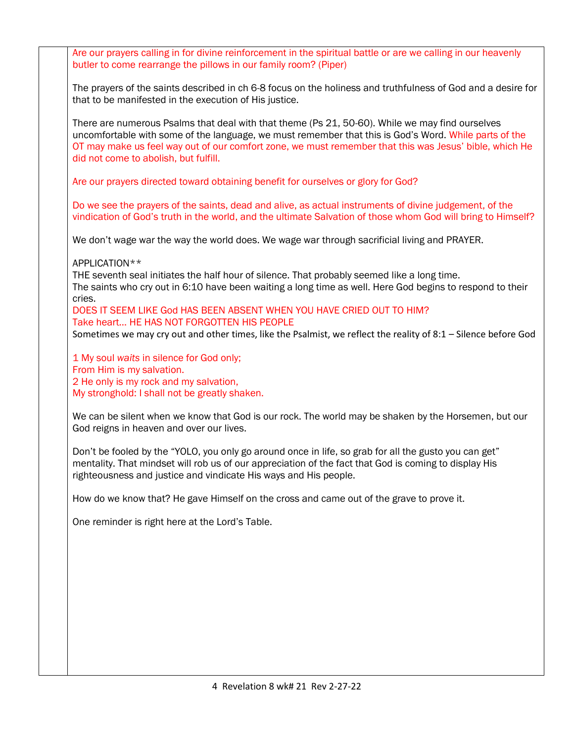Are our prayers calling in for divine reinforcement in the spiritual battle or are we calling in our heavenly butler to come rearrange the pillows in our family room? (Piper)

The prayers of the saints described in ch 6-8 focus on the holiness and truthfulness of God and a desire for that to be manifested in the execution of His justice.

There are numerous Psalms that deal with that theme (Ps 21, 50-60). While we may find ourselves uncomfortable with some of the language, we must remember that this is God's Word. While parts of the OT may make us feel way out of our comfort zone, we must remember that this was Jesus' bible, which He did not come to abolish, but fulfill.

Are our prayers directed toward obtaining benefit for ourselves or glory for God?

Do we see the prayers of the saints, dead and alive, as actual instruments of divine judgement, of the vindication of God's truth in the world, and the ultimate Salvation of those whom God will bring to Himself?

We don't wage war the way the world does. We wage war through sacrificial living and PRAYER.

APPLICATION**
THE seventh seal initiates the half hour of silence. That probably seemed like a long time.
The saints who cry out in 6:10 have been waiting a long time as well. Here God begins to respond to their cries.
DOES IT SEEM LIKE God HAS BEEN ABSENT WHEN YOU HAVE CRIED OUT TO HIM?
Take heart… HE HAS NOT FORGOTTEN HIS PEOPLE
Sometimes we may cry out and other times, like the Psalmist, we reflect the reality of 8:1 – Silence before God

1 My soul *waits* in silence for God only;
From Him is my salvation.
2 He only is my rock and my salvation,
My stronghold: I shall not be greatly shaken.

We can be silent when we know that God is our rock. The world may be shaken by the Horsemen, but our God reigns in heaven and over our lives.

Don't be fooled by the "YOLO, you only go around once in life, so grab for all the gusto you can get" mentality. That mindset will rob us of our appreciation of the fact that God is coming to display His righteousness and justice and vindicate His ways and His people.

How do we know that? He gave Himself on the cross and came out of the grave to prove it.

One reminder is right here at the Lord's Table.